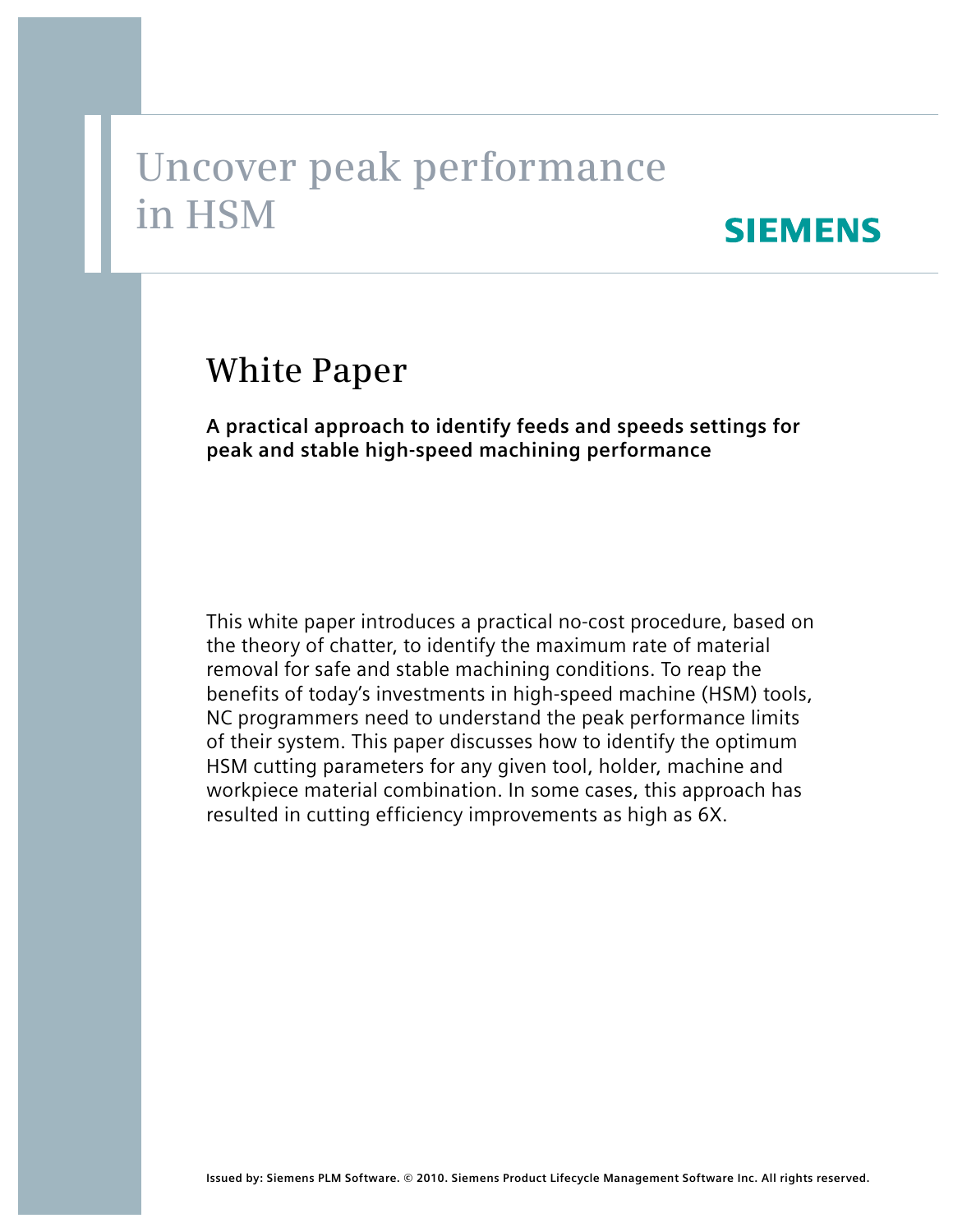# Uncover peak performance in HSM

SIEMENS

## White Paper

**A practical approach to identify feeds and speeds settings for peak and stable high-speed machining performance**

This white paper introduces a practical no-cost procedure, based on the theory of chatter, to identify the maximum rate of material removal for safe and stable machining conditions. To reap the benefits of today's investments in high-speed machine (HSM) tools, NC programmers need to understand the peak performance limits of their system. This paper discusses how to identify the optimum HSM cutting parameters for any given tool, holder, machine and workpiece material combination. In some cases, this approach has resulted in cutting efficiency improvements as high as 6X.

**Issued by: Siemens PLM Software. © 2010. Siemens Product Lifecycle Management Software Inc. All rights reserved.**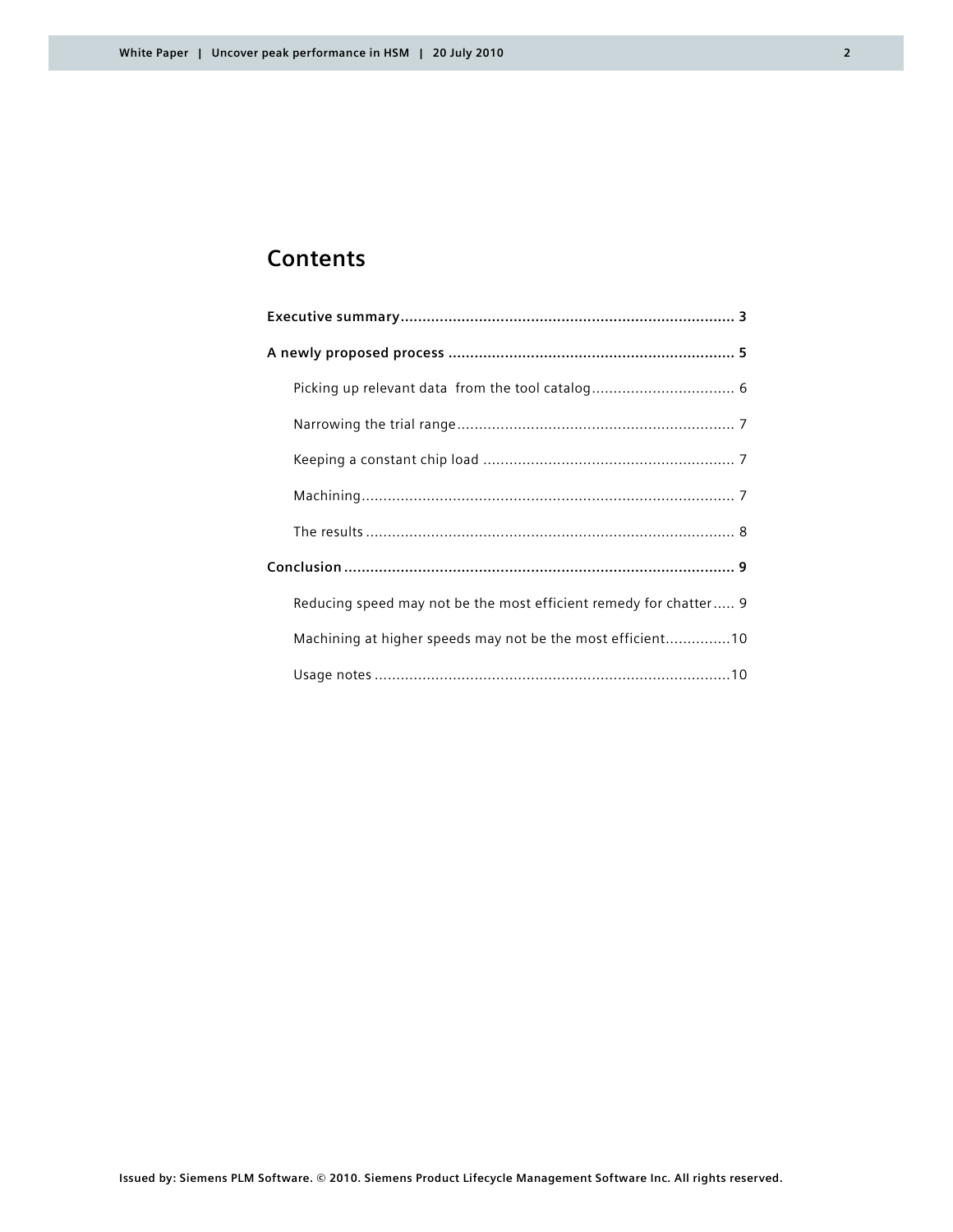# Contents

**Executive summary** .......... 3

**A newly proposed process** .......... 5

- Picking up relevant data from the tool catalog .......... 6
- Narrowing the trial range .......... 7
- Keeping a constant chip load .......... 7
- Machining .......... 7
- The results .......... 8

**Conclusion** .......... 9

- Reducing speed may not be the most efficient remedy for chatter .......... 9
- Machining at higher speeds may not be the most efficient .......... 10
- Usage notes .......... 10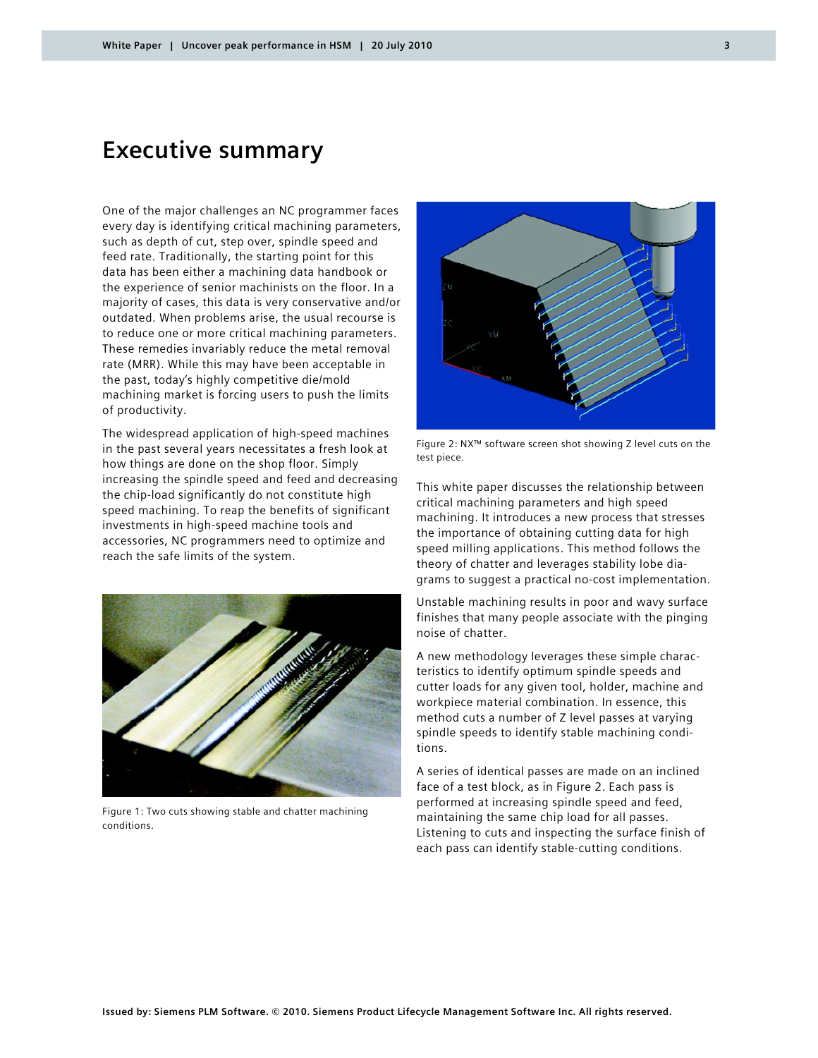# Executive summary

One of the major challenges an NC programmer faces every day is identifying critical machining parameters, such as depth of cut, step over, spindle speed and feed rate. Traditionally, the starting point for this data has been either a machining data handbook or the experience of senior machinists on the floor. In a majority of cases, this data is very conservative and/or outdated. When problems arise, the usual recourse is to reduce one or more critical machining parameters. These remedies invariably reduce the metal removal rate (MRR). While this may have been acceptable in the past, today's highly competitive die/mold machining market is forcing users to push the limits of productivity.

The widespread application of high-speed machines in the past several years necessitates a fresh look at how things are done on the shop floor. Simply increasing the spindle speed and feed and decreasing the chip-load significantly do not constitute high speed machining. To reap the benefits of significant investments in high-speed machine tools and accessories, NC programmers need to optimize and reach the safe limits of the system.

Figure 1: Two cuts showing stable and chatter machining conditions.

Figure 2: NX™ software screen shot showing Z level cuts on the test piece.

This white paper discusses the relationship between critical machining parameters and high speed machining. It introduces a new process that stresses the importance of obtaining cutting data for high speed milling applications. This method follows the theory of chatter and leverages stability lobe diagrams to suggest a practical no-cost implementation.

Unstable machining results in poor and wavy surface finishes that many people associate with the pinging noise of chatter.

A new methodology leverages these simple characteristics to identify optimum spindle speeds and cutter loads for any given tool, holder, machine and workpiece material combination. In essence, this method cuts a number of Z level passes at varying spindle speeds to identify stable machining conditions.

A series of identical passes are made on an inclined face of a test block, as in Figure 2. Each pass is performed at increasing spindle speed and feed, maintaining the same chip load for all passes. Listening to cuts and inspecting the surface finish of each pass can identify stable-cutting conditions.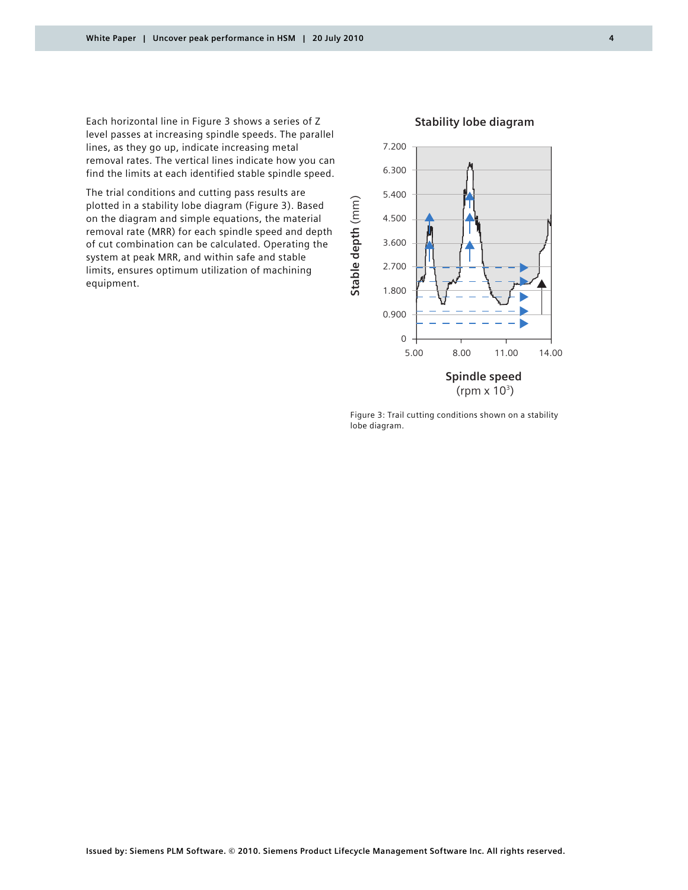Each horizontal line in Figure 3 shows a series of Z level passes at increasing spindle speeds. The parallel lines, as they go up, indicate increasing metal removal rates. The vertical lines indicate how you can find the limits at each identified stable spindle speed.

The trial conditions and cutting pass results are plotted in a stability lobe diagram (Figure 3). Based on the diagram and simple equations, the material removal rate (MRR) for each spindle speed and depth of cut combination can be calculated. Operating the system at peak MRR, and within safe and stable limits, ensures optimum utilization of machining equipment.

Stability lobe diagram

Figure 3: Trail cutting conditions shown on a stability lobe diagram.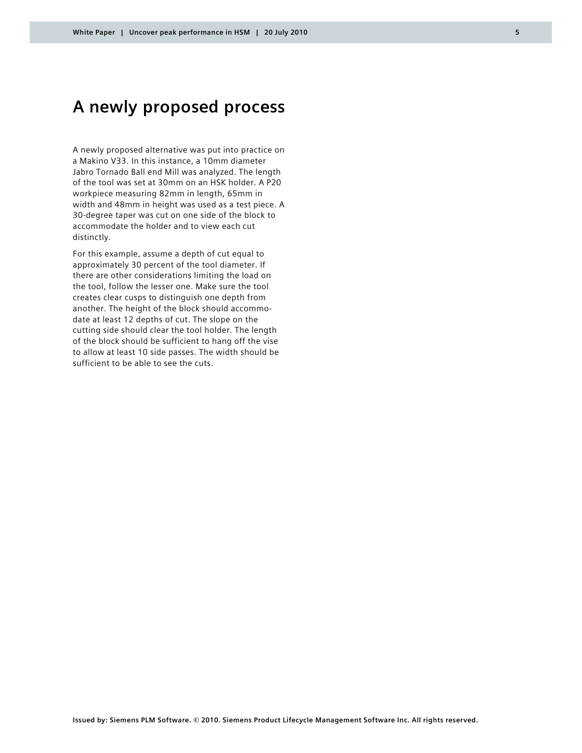# A newly proposed process

A newly proposed alternative was put into practice on a Makino V33. In this instance, a 10mm diameter Jabro Tornado Ball end Mill was analyzed. The length of the tool was set at 30mm on an HSK holder. A P20 workpiece measuring 82mm in length, 65mm in width and 48mm in height was used as a test piece. A 30-degree taper was cut on one side of the block to accommodate the holder and to view each cut distinctly.

For this example, assume a depth of cut equal to approximately 30 percent of the tool diameter. If there are other considerations limiting the load on the tool, follow the lesser one. Make sure the tool creates clear cusps to distinguish one depth from another. The height of the block should accommodate at least 12 depths of cut. The slope on the cutting side should clear the tool holder. The length of the block should be sufficient to hang off the vise to allow at least 10 side passes. The width should be sufficient to be able to see the cuts.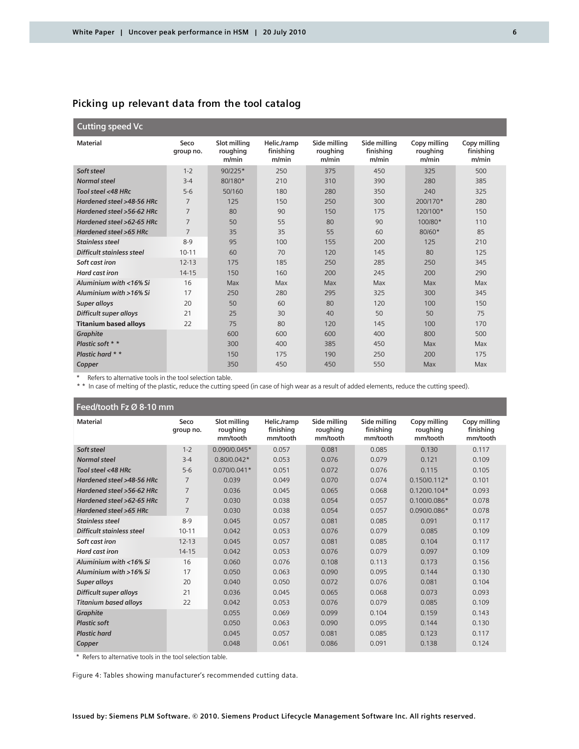## Picking up relevant data from the tool catalog

| Cutting speed Vc | | | | | | | |
|---|---|---|---|---|---|---|---|
| Material | Seco group no. | Slot milling roughing m/min | Helic./ramp finishing m/min | Side milling roughing m/min | Side milling finishing m/min | Copy milling roughing m/min | Copy milling finishing m/min |
| *Soft steel* | 1-2 | 90/225* | 250 | 375 | 450 | 325 | 500 |
| *Normal steel* | 3-4 | 80/180* | 210 | 310 | 390 | 280 | 385 |
| *Tool steel <48 HRc* | 5-6 | 50/160 | 180 | 280 | 350 | 240 | 325 |
| *Hardened steel >48-56 HRc* | 7 | 125 | 150 | 250 | 300 | 200/170* | 280 |
| *Hardened steel >56-62 HRc* | 7 | 80 | 90 | 150 | 175 | 120/100* | 150 |
| *Hardened steel >62-65 HRc* | 7 | 50 | 55 | 80 | 90 | 100/80* | 110 |
| *Hardened steel >65 HRc* | 7 | 35 | 35 | 55 | 60 | 80/60* | 85 |
| *Stainless steel* | 8-9 | 95 | 100 | 155 | 200 | 125 | 210 |
| *Difficult stainless steel* | 10-11 | 60 | 70 | 120 | 145 | 80 | 125 |
| *Soft cast iron* | 12-13 | 175 | 185 | 250 | 285 | 250 | 345 |
| *Hard cast iron* | 14-15 | 150 | 160 | 200 | 245 | 200 | 290 |
| *Aluminium with <16% Si* | 16 | Max | Max | Max | Max | Max | Max |
| *Aluminium with >16% Si* | 17 | 250 | 280 | 295 | 325 | 300 | 345 |
| *Super alloys* | 20 | 50 | 60 | 80 | 120 | 100 | 150 |
| *Difficult super alloys* | 21 | 25 | 30 | 40 | 50 | 50 | 75 |
| **Titanium based alloys** | 22 | 75 | 80 | 120 | 145 | 100 | 170 |
| *Graphite* | | 600 | 600 | 600 | 400 | 800 | 500 |
| *Plastic soft * ** | | 300 | 400 | 385 | 450 | Max | Max |
| *Plastic hard * ** | | 150 | 175 | 190 | 250 | 200 | 175 |
| *Copper* | | 350 | 450 | 450 | 550 | Max | Max |

\* Refers to alternative tools in the tool selection table.

\* \* In case of melting of the plastic, reduce the cutting speed (in case of high wear as a result of added elements, reduce the cutting speed).

| Feed/tooth Fz Ø 8-10 mm | | | | | | | |
|---|---|---|---|---|---|---|---|
| Material | Seco group no. | Slot milling roughing mm/tooth | Helic./ramp finishing mm/tooth | Side milling roughing mm/tooth | Side milling finishing mm/tooth | Copy milling roughing mm/tooth | Copy milling finishing mm/tooth |
| *Soft steel* | 1-2 | 0.090/0.045* | 0.057 | 0.081 | 0.085 | 0.130 | 0.117 |
| *Normal steel* | 3-4 | 0.80/0.042* | 0.053 | 0.076 | 0.079 | 0.121 | 0.109 |
| *Tool steel <48 HRc* | 5-6 | 0.070/0.041* | 0.051 | 0.072 | 0.076 | 0.115 | 0.105 |
| *Hardened steel >48-56 HRc* | 7 | 0.039 | 0.049 | 0.070 | 0.074 | 0.150/0.112* | 0.101 |
| *Hardened steel >56-62 HRc* | 7 | 0.036 | 0.045 | 0.065 | 0.068 | 0.120/0.104* | 0.093 |
| *Hardened steel >62-65 HRc* | 7 | 0.030 | 0.038 | 0.054 | 0.057 | 0.100/0.086* | 0.078 |
| *Hardened steel >65 HRc* | 7 | 0.030 | 0.038 | 0.054 | 0.057 | 0.090/0.086* | 0.078 |
| *Stainless steel* | 8-9 | 0.045 | 0.057 | 0.081 | 0.085 | 0.091 | 0.117 |
| *Difficult stainless steel* | 10-11 | 0.042 | 0.053 | 0.076 | 0.079 | 0.085 | 0.109 |
| *Soft cast iron* | 12-13 | 0.045 | 0.057 | 0.081 | 0.085 | 0.104 | 0.117 |
| *Hard cast iron* | 14-15 | 0.042 | 0.053 | 0.076 | 0.079 | 0.097 | 0.109 |
| *Aluminium with <16% Si* | 16 | 0.060 | 0.076 | 0.108 | 0.113 | 0.173 | 0.156 |
| *Aluminium with >16% Si* | 17 | 0.050 | 0.063 | 0.090 | 0.095 | 0.144 | 0.130 |
| *Super alloys* | 20 | 0.040 | 0.050 | 0.072 | 0.076 | 0.081 | 0.104 |
| *Difficult super alloys* | 21 | 0.036 | 0.045 | 0.065 | 0.068 | 0.073 | 0.093 |
| *Titanium based alloys* | 22 | 0.042 | 0.053 | 0.076 | 0.079 | 0.085 | 0.109 |
| *Graphite* | | 0.055 | 0.069 | 0.099 | 0.104 | 0.159 | 0.143 |
| *Plastic soft* | | 0.050 | 0.063 | 0.090 | 0.095 | 0.144 | 0.130 |
| *Plastic hard* | | 0.045 | 0.057 | 0.081 | 0.085 | 0.123 | 0.117 |
| *Copper* | | 0.048 | 0.061 | 0.086 | 0.091 | 0.138 | 0.124 |

\* Refers to alternative tools in the tool selection table.

Figure 4: Tables showing manufacturer's recommended cutting data.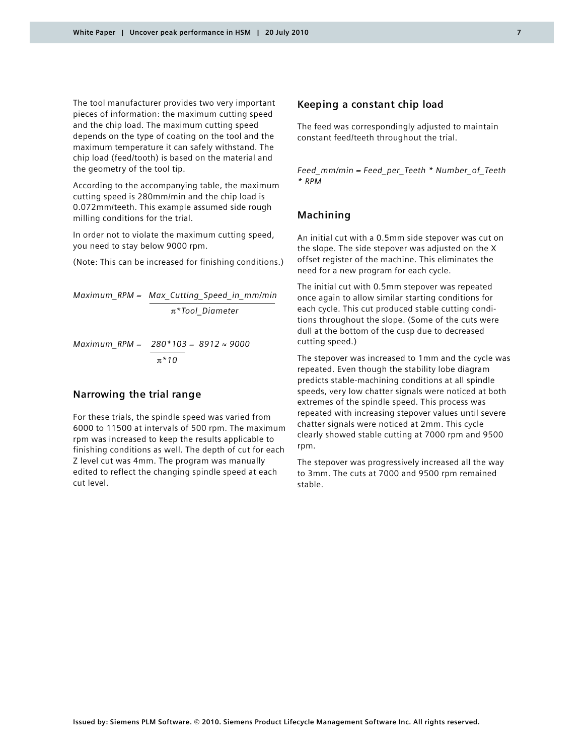The tool manufacturer provides two very important pieces of information: the maximum cutting speed and the chip load. The maximum cutting speed depends on the type of coating on the tool and the maximum temperature it can safely withstand. The chip load (feed/tooth) is based on the material and the geometry of the tool tip.

According to the accompanying table, the maximum cutting speed is 280mm/min and the chip load is 0.072mm/teeth. This example assumed side rough milling conditions for the trial.

In order not to violate the maximum cutting speed, you need to stay below 9000 rpm.

(Note: This can be increased for finishing conditions.)

$$Maximum\_RPM = \frac{Max\_Cutting\_Speed\_in\_mm/min}{\pi * Tool\_Diameter}$$

$$Maximum\_RPM = \frac{280*103}{\pi*10} = 8912 \approx 9000$$

## Narrowing the trial range

For these trials, the spindle speed was varied from 6000 to 11500 at intervals of 500 rpm. The maximum rpm was increased to keep the results applicable to finishing conditions as well. The depth of cut for each Z level cut was 4mm. The program was manually edited to reflect the changing spindle speed at each cut level.

## Keeping a constant chip load

The feed was correspondingly adjusted to maintain constant feed/teeth throughout the trial.

$$Feed\_mm/min = Feed\_per\_Teeth * Number\_of\_Teeth * RPM$$

## Machining

An initial cut with a 0.5mm side stepover was cut on the slope. The side stepover was adjusted on the X offset register of the machine. This eliminates the need for a new program for each cycle.

The initial cut with 0.5mm stepover was repeated once again to allow similar starting conditions for each cycle. This cut produced stable cutting conditions throughout the slope. (Some of the cuts were dull at the bottom of the cusp due to decreased cutting speed.)

The stepover was increased to 1mm and the cycle was repeated. Even though the stability lobe diagram predicts stable-machining conditions at all spindle speeds, very low chatter signals were noticed at both extremes of the spindle speed. This process was repeated with increasing stepover values until severe chatter signals were noticed at 2mm. This cycle clearly showed stable cutting at 7000 rpm and 9500 rpm.

The stepover was progressively increased all the way to 3mm. The cuts at 7000 and 9500 rpm remained stable.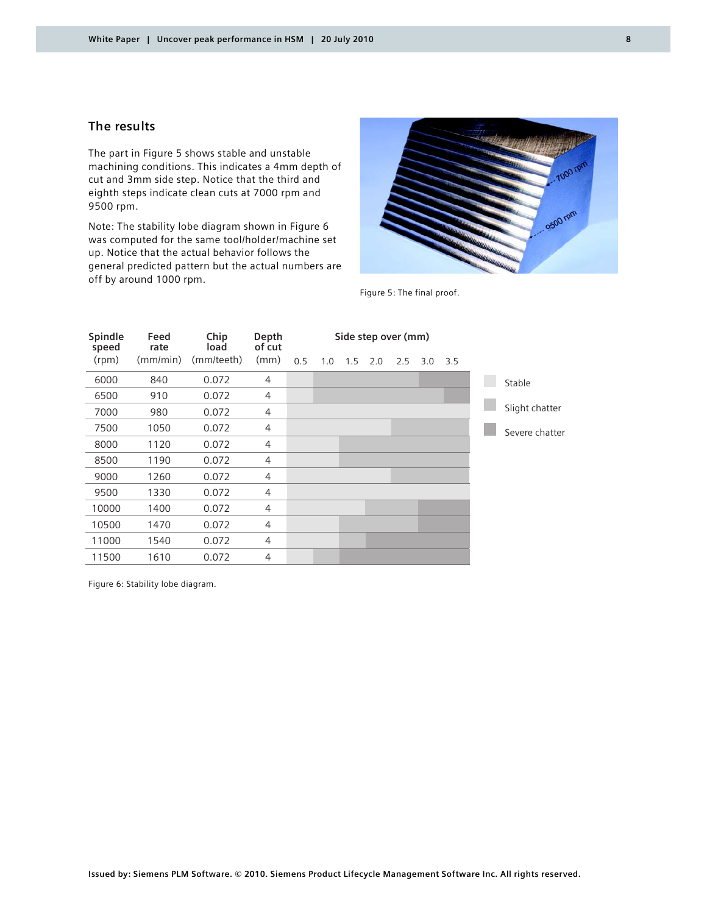## The results

The part in Figure 5 shows stable and unstable machining conditions. This indicates a 4mm depth of cut and 3mm side step. Notice that the third and eighth steps indicate clean cuts at 7000 rpm and 9500 rpm.

Note: The stability lobe diagram shown in Figure 6 was computed for the same tool/holder/machine set up. Notice that the actual behavior follows the general predicted pattern but the actual numbers are off by around 1000 rpm.

Figure 5: The final proof.

| Spindle speed (rpm) | Feed rate (mm/min) | Chip load (mm/teeth) | Depth of cut (mm) | Side step over (mm) | | | | | | |
|---|---|---|---|---|---|---|---|---|---|---|
| | | | | 0.5 | 1.0 | 1.5 | 2.0 | 2.5 | 3.0 | 3.5 |
| 6000 | 840 | 0.072 | 4 | Stable | Slight chatter | Slight chatter | Slight chatter | Slight chatter | Severe chatter | Severe chatter |
| 6500 | 910 | 0.072 | 4 | Stable | Slight chatter | Slight chatter | Slight chatter | Slight chatter | Slight chatter | Severe chatter |
| 7000 | 980 | 0.072 | 4 | Stable | Stable | Stable | Stable | Stable | Stable | Stable |
| 7500 | 1050 | 0.072 | 4 | Stable | Stable | Stable | Stable | Slight chatter | Slight chatter | Slight chatter |
| 8000 | 1120 | 0.072 | 4 | Stable | Stable | Slight chatter | Slight chatter | Slight chatter | Slight chatter | Slight chatter |
| 8500 | 1190 | 0.072 | 4 | Stable | Stable | Slight chatter | Slight chatter | Slight chatter | Slight chatter | Slight chatter |
| 9000 | 1260 | 0.072 | 4 | Stable | Stable | Stable | Stable | Slight chatter | Slight chatter | Slight chatter |
| 9500 | 1330 | 0.072 | 4 | Stable | Stable | Stable | Stable | Stable | Stable | Stable |
| 10000 | 1400 | 0.072 | 4 | Stable | Stable | Stable | Slight chatter | Slight chatter | Severe chatter | Severe chatter |
| 10500 | 1470 | 0.072 | 4 | Stable | Stable | Slight chatter | Slight chatter | Slight chatter | Severe chatter | Severe chatter |
| 11000 | 1540 | 0.072 | 4 | Stable | Stable | Slight chatter | Severe chatter | Severe chatter | Severe chatter | Severe chatter |
| 11500 | 1610 | 0.072 | 4 | Stable | Slight chatter | Severe chatter | Severe chatter | Severe chatter | Severe chatter | Severe chatter |

Legend: Stable; Slight chatter; Severe chatter

Figure 6: Stability lobe diagram.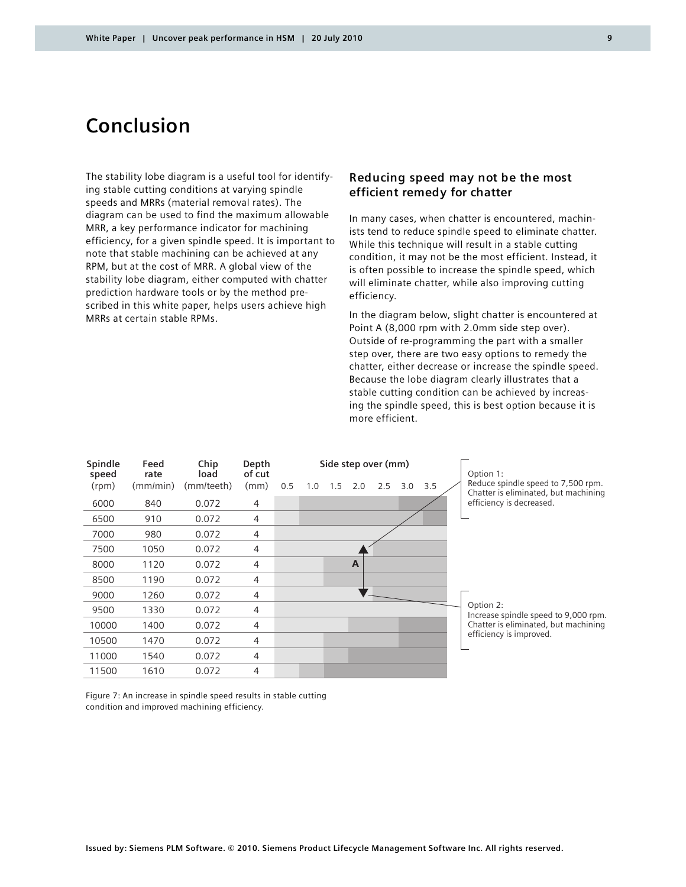# Conclusion

The stability lobe diagram is a useful tool for identifying stable cutting conditions at varying spindle speeds and MRRs (material removal rates). The diagram can be used to find the maximum allowable MRR, a key performance indicator for machining efficiency, for a given spindle speed. It is important to note that stable machining can be achieved at any RPM, but at the cost of MRR. A global view of the stability lobe diagram, either computed with chatter prediction hardware tools or by the method prescribed in this white paper, helps users achieve high MRRs at certain stable RPMs.

## Reducing speed may not be the most efficient remedy for chatter

In many cases, when chatter is encountered, machinists tend to reduce spindle speed to eliminate chatter. While this technique will result in a stable cutting condition, it may not be the most efficient. Instead, it is often possible to increase the spindle speed, which will eliminate chatter, while also improving cutting efficiency.

In the diagram below, slight chatter is encountered at Point A (8,000 rpm with 2.0mm side step over). Outside of re-programming the part with a smaller step over, there are two easy options to remedy the chatter, either decrease or increase the spindle speed. Because the lobe diagram clearly illustrates that a stable cutting condition can be achieved by increasing the spindle speed, this is best option because it is more efficient.

| Spindle speed (rpm) | Feed rate (mm/min) | Chip load (mm/teeth) | Depth of cut (mm) | Side step over (mm) 0.5 | 1.0 | 1.5 | 2.0 | 2.5 | 3.0 | 3.5 |
|---|---|---|---|---|---|---|---|---|---|---|
| 6000 | 840 | 0.072 | 4 | | | | | | | |
| 6500 | 910 | 0.072 | 4 | | | | | | | |
| 7000 | 980 | 0.072 | 4 | | | | | | | |
| 7500 | 1050 | 0.072 | 4 | | | | | | | |
| 8000 | 1120 | 0.072 | 4 | | | | A | | | |
| 8500 | 1190 | 0.072 | 4 | | | | | | | |
| 9000 | 1260 | 0.072 | 4 | | | | | | | |
| 9500 | 1330 | 0.072 | 4 | | | | | | | |
| 10000 | 1400 | 0.072 | 4 | | | | | | | |
| 10500 | 1470 | 0.072 | 4 | | | | | | | |
| 11000 | 1540 | 0.072 | 4 | | | | | | | |
| 11500 | 1610 | 0.072 | 4 | | | | | | | |

Option 1:
Reduce spindle speed to 7,500 rpm. Chatter is eliminated, but machining efficiency is decreased.

Option 2:
Increase spindle speed to 9,000 rpm. Chatter is eliminated, but machining efficiency is improved.

Figure 7: An increase in spindle speed results in stable cutting condition and improved machining efficiency.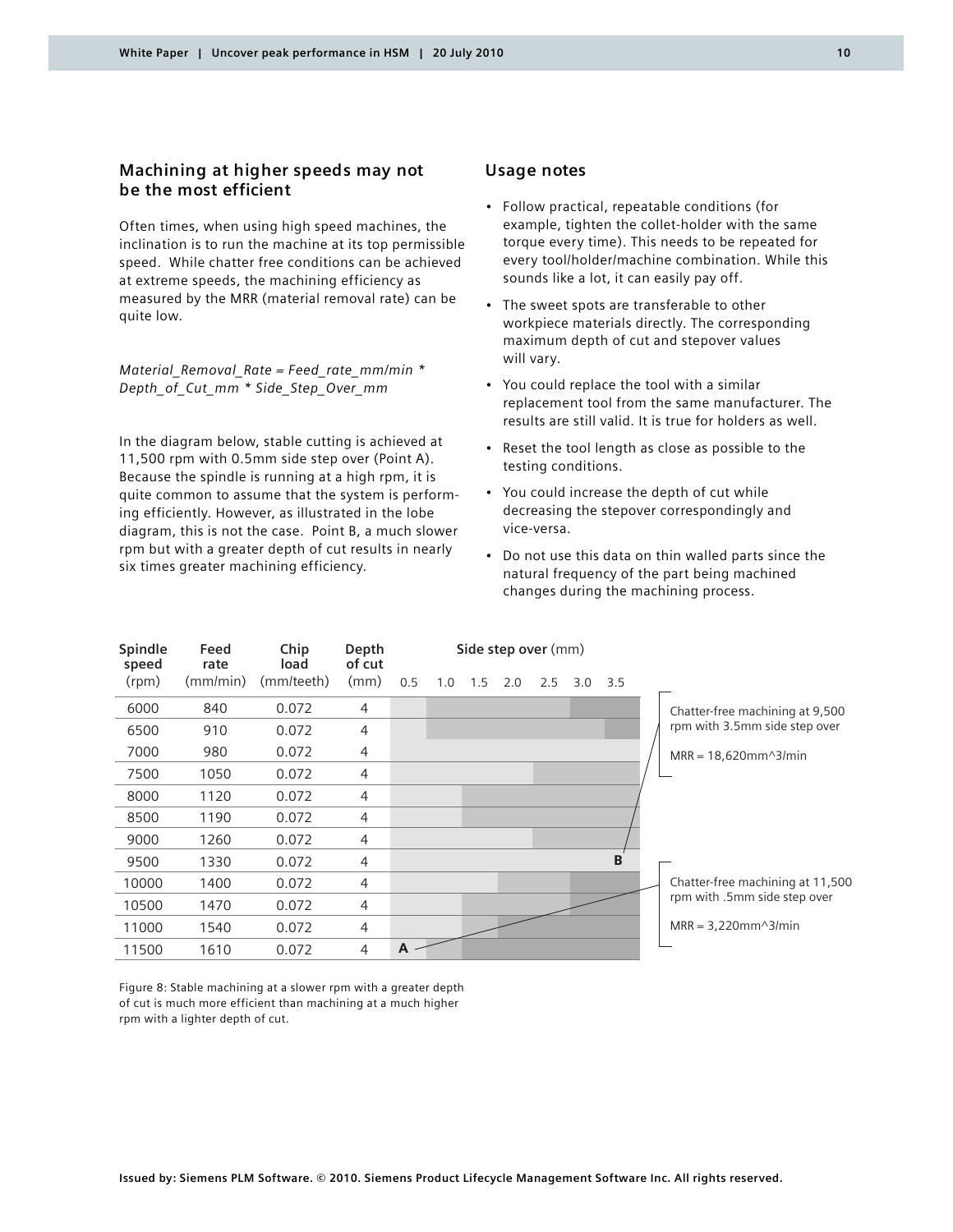## Machining at higher speeds may not be the most efficient

Often times, when using high speed machines, the inclination is to run the machine at its top permissible speed. While chatter free conditions can be achieved at extreme speeds, the machining efficiency as measured by the MRR (material removal rate) can be quite low.

*Material_Removal_Rate = Feed_rate_mm/min * Depth_of_Cut_mm * Side_Step_Over_mm*

In the diagram below, stable cutting is achieved at 11,500 rpm with 0.5mm side step over (Point A). Because the spindle is running at a high rpm, it is quite common to assume that the system is performing efficiently. However, as illustrated in the lobe diagram, this is not the case. Point B, a much slower rpm but with a greater depth of cut results in nearly six times greater machining efficiency.

## Usage notes

- Follow practical, repeatable conditions (for example, tighten the collet-holder with the same torque every time). This needs to be repeated for every tool/holder/machine combination. While this sounds like a lot, it can easily pay off.
- The sweet spots are transferable to other workpiece materials directly. The corresponding maximum depth of cut and stepover values will vary.
- You could replace the tool with a similar replacement tool from the same manufacturer. The results are still valid. It is true for holders as well.
- Reset the tool length as close as possible to the testing conditions.
- You could increase the depth of cut while decreasing the stepover correspondingly and vice-versa.
- Do not use this data on thin walled parts since the natural frequency of the part being machined changes during the machining process.

| Spindle speed (rpm) | Feed rate (mm/min) | Chip load (mm/teeth) | Depth of cut (mm) | Side step over (mm) 0.5 | 1.0 | 1.5 | 2.0 | 2.5 | 3.0 | 3.5 |
|---|---|---|---|---|---|---|---|---|---|---|
| 6000 | 840 | 0.072 | 4 | | | | | | | |
| 6500 | 910 | 0.072 | 4 | | | | | | | |
| 7000 | 980 | 0.072 | 4 | | | | | | | |
| 7500 | 1050 | 0.072 | 4 | | | | | | | |
| 8000 | 1120 | 0.072 | 4 | | | | | | | |
| 8500 | 1190 | 0.072 | 4 | | | | | | | |
| 9000 | 1260 | 0.072 | 4 | | | | | | | |
| 9500 | 1330 | 0.072 | 4 | | | | | | | B |
| 10000 | 1400 | 0.072 | 4 | | | | | | | |
| 10500 | 1470 | 0.072 | 4 | | | | | | | |
| 11000 | 1540 | 0.072 | 4 | | | | | | | |
| 11500 | 1610 | 0.072 | 4 | A | | | | | | |

B: Chatter-free machining at 9,500 rpm with 3.5mm side step over

MRR = 18,620mm^3/min

A: Chatter-free machining at 11,500 rpm with .5mm side step over

MRR = 3,220mm^3/min

Figure 8: Stable machining at a slower rpm with a greater depth of cut is much more efficient than machining at a much higher rpm with a lighter depth of cut.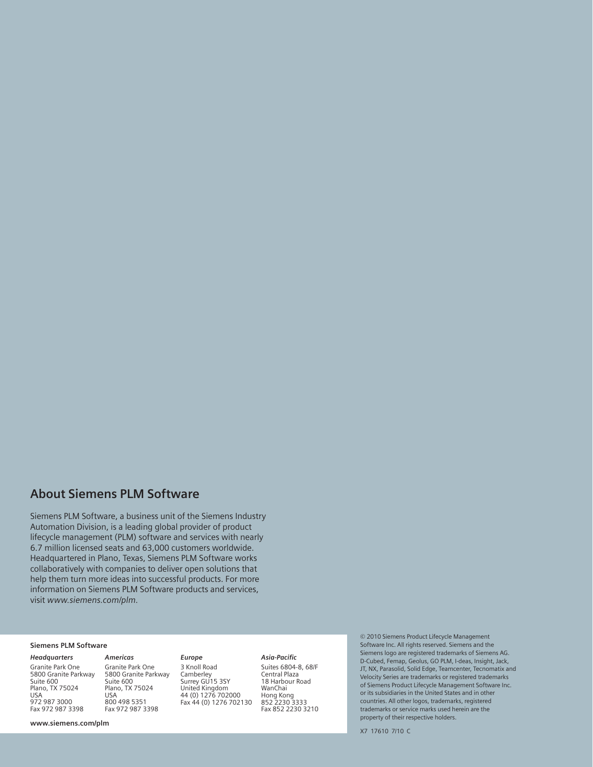## About Siemens PLM Software

Siemens PLM Software, a business unit of the Siemens Industry Automation Division, is a leading global provider of product lifecycle management (PLM) software and services with nearly 6.7 million licensed seats and 63,000 customers worldwide. Headquartered in Plano, Texas, Siemens PLM Software works collaboratively with companies to deliver open solutions that help them turn more ideas into successful products. For more information on Siemens PLM Software products and services, visit *www.siemens.com/plm*.

**Siemens PLM Software**

***Headquarters***
Granite Park One
5800 Granite Parkway
Suite 600
Plano, TX 75024
USA
972 987 3000
Fax 972 987 3398

***Americas***
Granite Park One
5800 Granite Parkway
Suite 600
Plano, TX 75024
USA
800 498 5351
Fax 972 987 3398

***Europe***
3 Knoll Road
Camberley
Surrey GU15 3SY
United Kingdom
44 (0) 1276 702000
Fax 44 (0) 1276 702130

***Asia-Pacific***
Suites 6804-8, 68/F
Central Plaza
18 Harbour Road
WanChai
Hong Kong
852 2230 3333
Fax 852 2230 3210

**www.siemens.com/plm**

© 2010 Siemens Product Lifecycle Management Software Inc. All rights reserved. Siemens and the Siemens logo are registered trademarks of Siemens AG. D-Cubed, Femap, Geolus, GO PLM, I-deas, Insight, Jack, JT, NX, Parasolid, Solid Edge, Teamcenter, Tecnomatix and Velocity Series are trademarks or registered trademarks of Siemens Product Lifecycle Management Software Inc. or its subsidiaries in the United States and in other countries. All other logos, trademarks, registered trademarks or service marks used herein are the property of their respective holders.

X7 17610 7/10 C